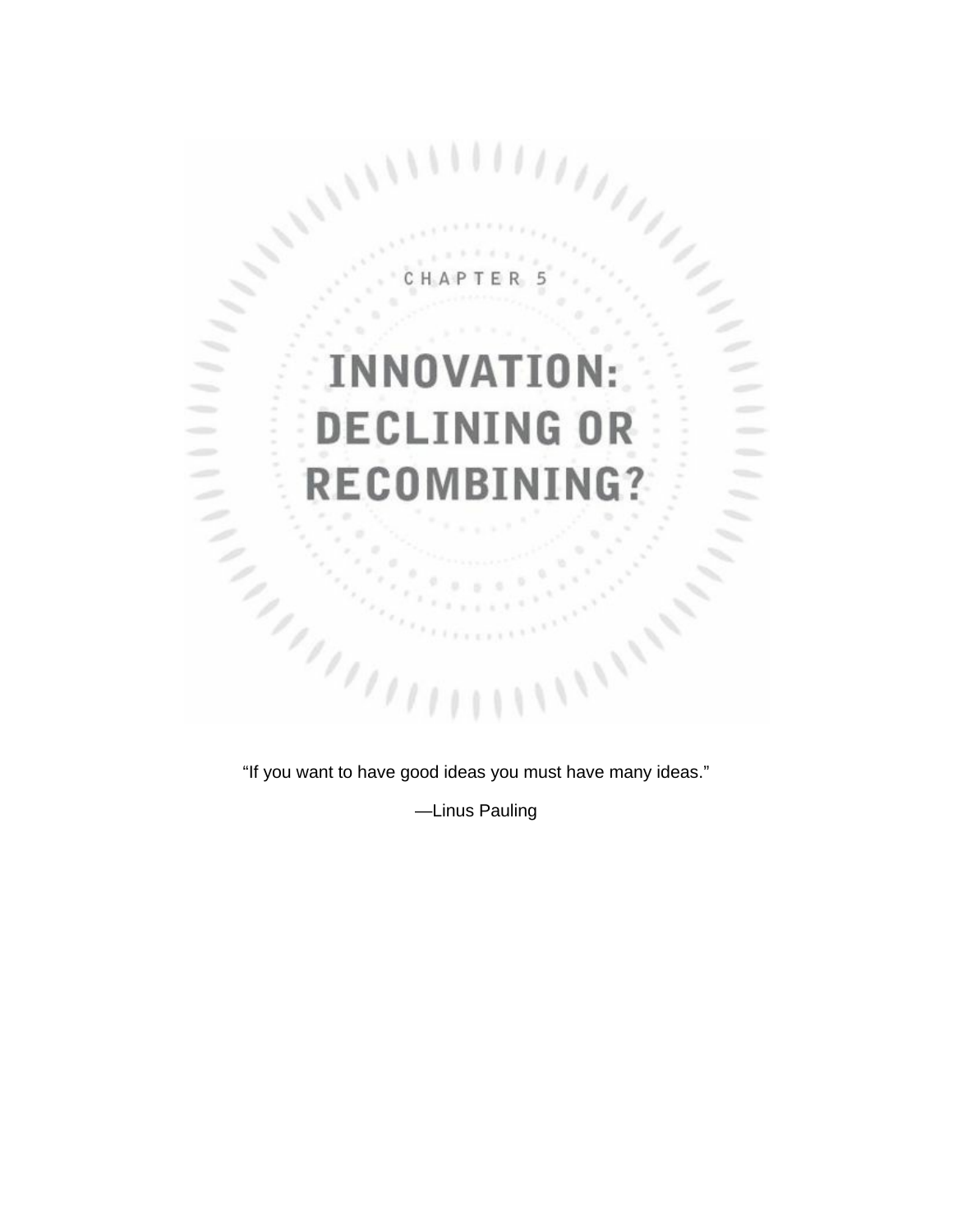CHAPTER 5

# INNOVATION: DECLINING OR RECOMBINING?

"If you want to have good ideas you must have many ideas."

—Linus Pauling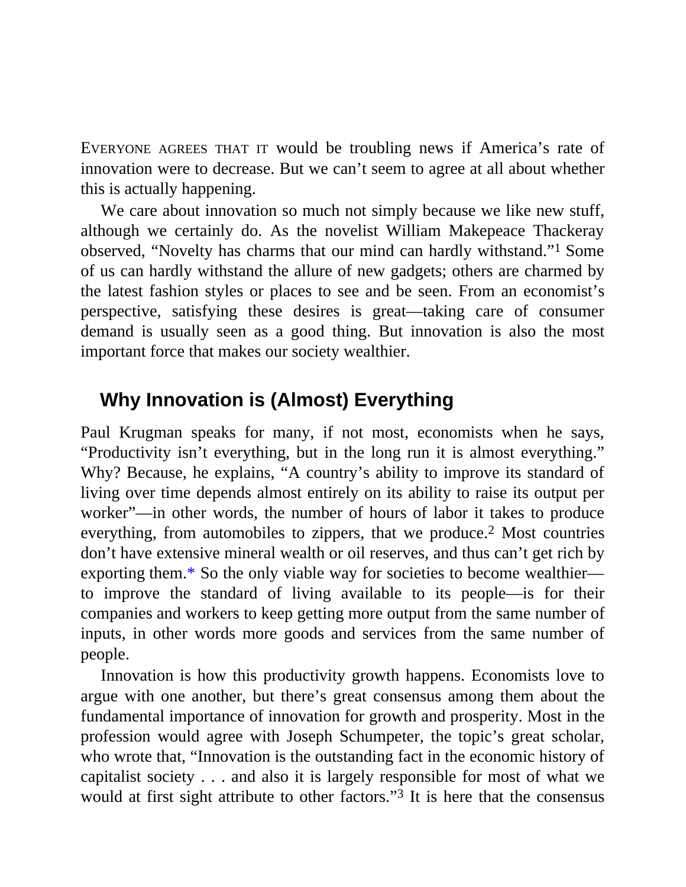EVERYONE AGREES THAT IT would be troubling news if America's rate of innovation were to decrease. But we can't seem to agree at all about whether this is actually happening.

We care about innovation so much not simply because we like new stuff, although we certainly do. As the novelist William Makepeace Thackeray observed, "Novelty has charms that our mind can hardly withstand."[1] Some of us can hardly withstand the allure of new gadgets; others are charmed by the latest fashion styles or places to see and be seen. From an economist's perspective, satisfying these desires is great—taking care of consumer demand is usually seen as a good thing. But innovation is also the most important force that makes our society wealthier.

## Why Innovation is (Almost) Everything

Paul Krugman speaks for many, if not most, economists when he says, "Productivity isn't everything, but in the long run it is almost everything." Why? Because, he explains, "A country's ability to improve its standard of living over time depends almost entirely on its ability to raise its output per worker"—in other words, the number of hours of labor it takes to produce everything, from automobiles to zippers, that we produce.[2] Most countries don't have extensive mineral wealth or oil reserves, and thus can't get rich by exporting them.* So the only viable way for societies to become wealthier—to improve the standard of living available to its people—is for their companies and workers to keep getting more output from the same number of inputs, in other words more goods and services from the same number of people.

Innovation is how this productivity growth happens. Economists love to argue with one another, but there's great consensus among them about the fundamental importance of innovation for growth and prosperity. Most in the profession would agree with Joseph Schumpeter, the topic's great scholar, who wrote that, "Innovation is the outstanding fact in the economic history of capitalist society . . . and also it is largely responsible for most of what we would at first sight attribute to other factors."[3] It is here that the consensus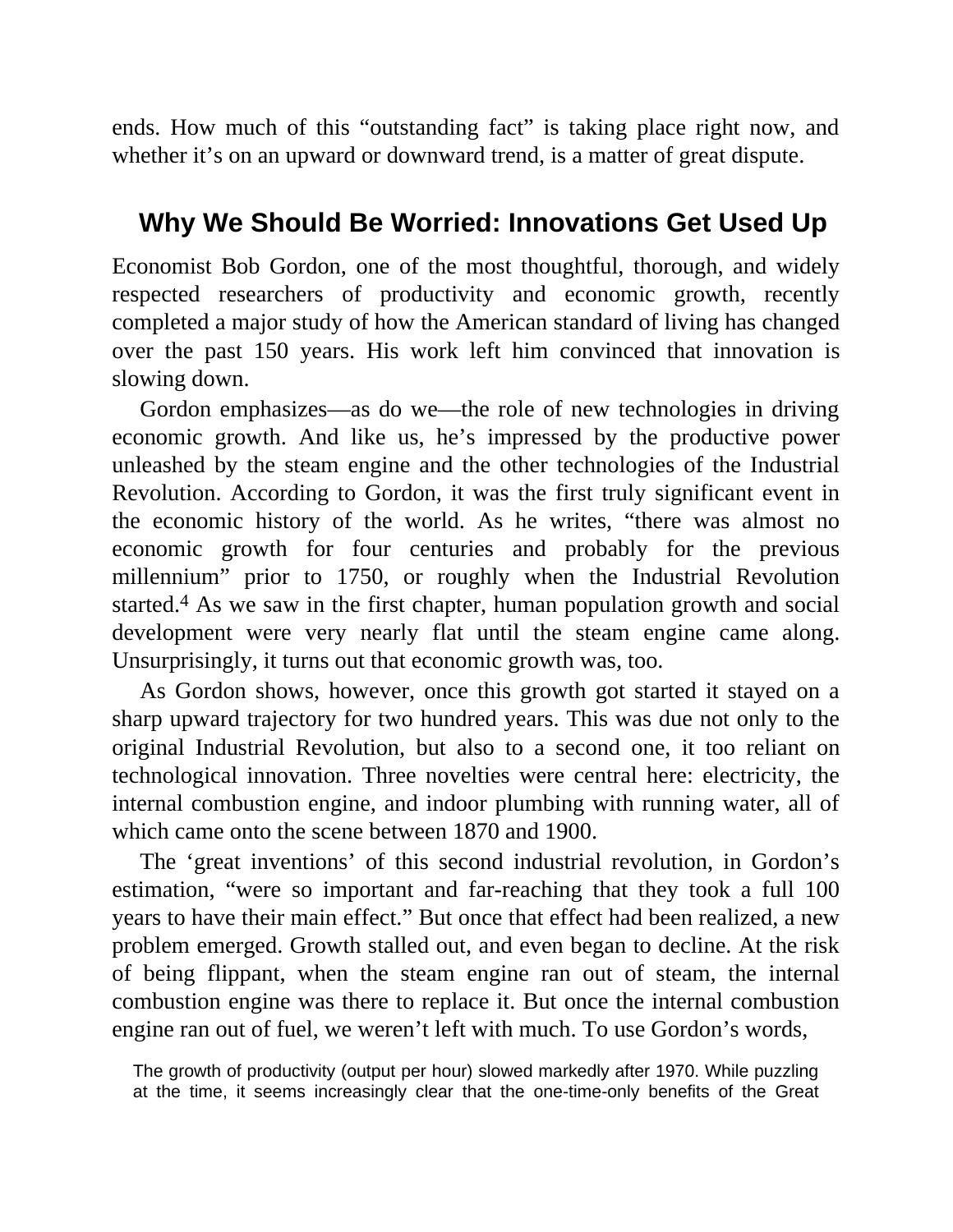ends. How much of this "outstanding fact" is taking place right now, and whether it's on an upward or downward trend, is a matter of great dispute.

## Why We Should Be Worried: Innovations Get Used Up

Economist Bob Gordon, one of the most thoughtful, thorough, and widely respected researchers of productivity and economic growth, recently completed a major study of how the American standard of living has changed over the past 150 years. His work left him convinced that innovation is slowing down.

Gordon emphasizes—as do we—the role of new technologies in driving economic growth. And like us, he's impressed by the productive power unleashed by the steam engine and the other technologies of the Industrial Revolution. According to Gordon, it was the first truly significant event in the economic history of the world. As he writes, "there was almost no economic growth for four centuries and probably for the previous millennium" prior to 1750, or roughly when the Industrial Revolution started.[4] As we saw in the first chapter, human population growth and social development were very nearly flat until the steam engine came along. Unsurprisingly, it turns out that economic growth was, too.

As Gordon shows, however, once this growth got started it stayed on a sharp upward trajectory for two hundred years. This was due not only to the original Industrial Revolution, but also to a second one, it too reliant on technological innovation. Three novelties were central here: electricity, the internal combustion engine, and indoor plumbing with running water, all of which came onto the scene between 1870 and 1900.

The 'great inventions' of this second industrial revolution, in Gordon's estimation, "were so important and far-reaching that they took a full 100 years to have their main effect." But once that effect had been realized, a new problem emerged. Growth stalled out, and even began to decline. At the risk of being flippant, when the steam engine ran out of steam, the internal combustion engine was there to replace it. But once the internal combustion engine ran out of fuel, we weren't left with much. To use Gordon's words,

> The growth of productivity (output per hour) slowed markedly after 1970. While puzzling at the time, it seems increasingly clear that the one-time-only benefits of the Great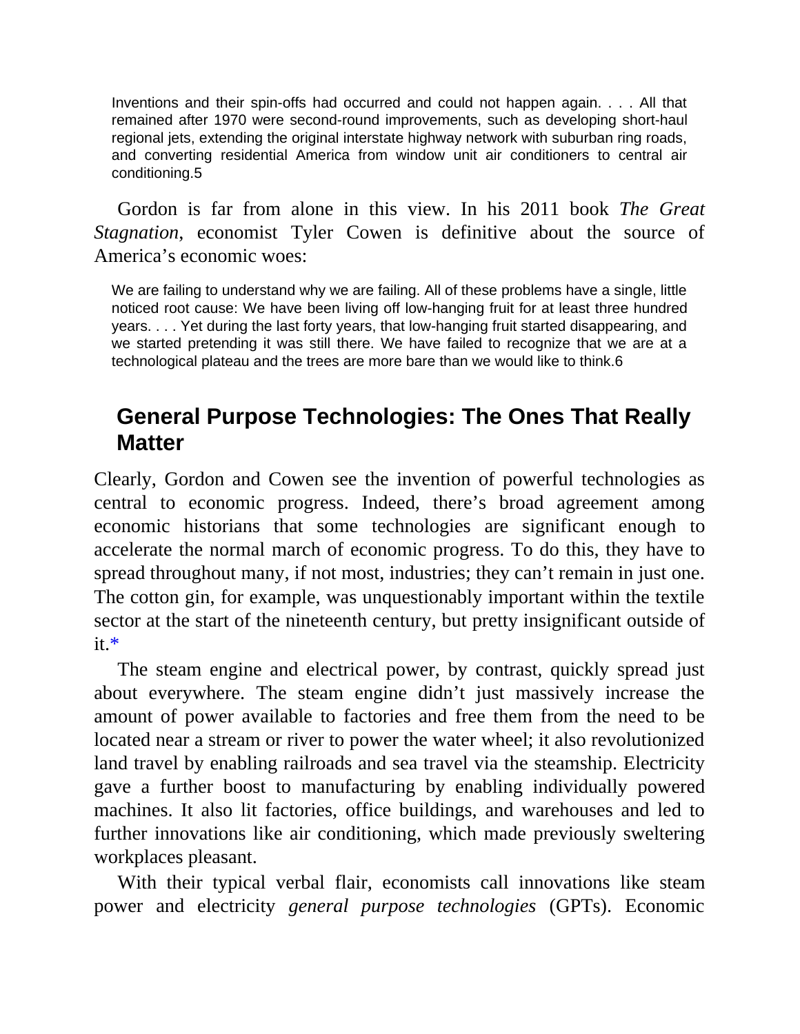> Inventions and their spin-offs had occurred and could not happen again. . . . All that remained after 1970 were second-round improvements, such as developing short-haul regional jets, extending the original interstate highway network with suburban ring roads, and converting residential America from window unit air conditioners to central air conditioning.[5]

Gordon is far from alone in this view. In his 2011 book *The Great Stagnation*, economist Tyler Cowen is definitive about the source of America's economic woes:

> We are failing to understand why we are failing. All of these problems have a single, little noticed root cause: We have been living off low-hanging fruit for at least three hundred years. . . . Yet during the last forty years, that low-hanging fruit started disappearing, and we started pretending it was still there. We have failed to recognize that we are at a technological plateau and the trees are more bare than we would like to think.[6]

## General Purpose Technologies: The Ones That Really Matter

Clearly, Gordon and Cowen see the invention of powerful technologies as central to economic progress. Indeed, there's broad agreement among economic historians that some technologies are significant enough to accelerate the normal march of economic progress. To do this, they have to spread throughout many, if not most, industries; they can't remain in just one. The cotton gin, for example, was unquestionably important within the textile sector at the start of the nineteenth century, but pretty insignificant outside of it.*

The steam engine and electrical power, by contrast, quickly spread just about everywhere. The steam engine didn't just massively increase the amount of power available to factories and free them from the need to be located near a stream or river to power the water wheel; it also revolutionized land travel by enabling railroads and sea travel via the steamship. Electricity gave a further boost to manufacturing by enabling individually powered machines. It also lit factories, office buildings, and warehouses and led to further innovations like air conditioning, which made previously sweltering workplaces pleasant.

With their typical verbal flair, economists call innovations like steam power and electricity *general purpose technologies* (GPTs). Economic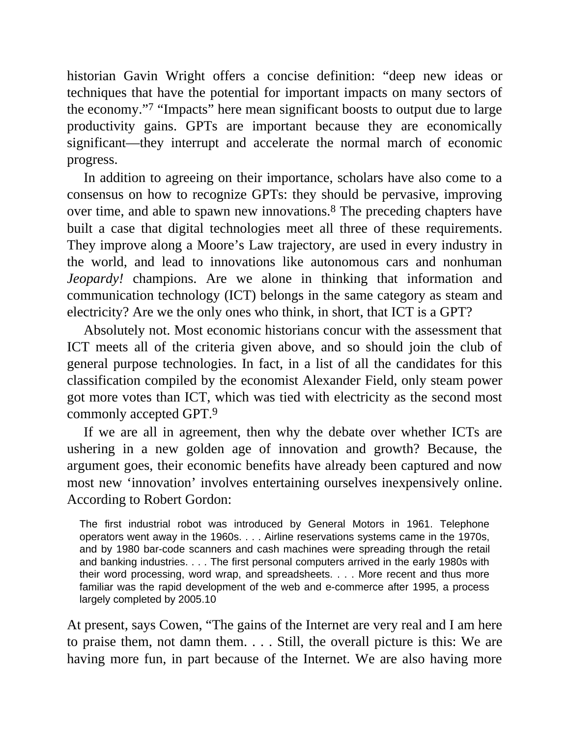historian Gavin Wright offers a concise definition: "deep new ideas or techniques that have the potential for important impacts on many sectors of the economy."[7] "Impacts" here mean significant boosts to output due to large productivity gains. GPTs are important because they are economically significant—they interrupt and accelerate the normal march of economic progress.

In addition to agreeing on their importance, scholars have also come to a consensus on how to recognize GPTs: they should be pervasive, improving over time, and able to spawn new innovations.[8] The preceding chapters have built a case that digital technologies meet all three of these requirements. They improve along a Moore's Law trajectory, are used in every industry in the world, and lead to innovations like autonomous cars and nonhuman *Jeopardy!* champions. Are we alone in thinking that information and communication technology (ICT) belongs in the same category as steam and electricity? Are we the only ones who think, in short, that ICT is a GPT?

Absolutely not. Most economic historians concur with the assessment that ICT meets all of the criteria given above, and so should join the club of general purpose technologies. In fact, in a list of all the candidates for this classification compiled by the economist Alexander Field, only steam power got more votes than ICT, which was tied with electricity as the second most commonly accepted GPT.[9]

If we are all in agreement, then why the debate over whether ICTs are ushering in a new golden age of innovation and growth? Because, the argument goes, their economic benefits have already been captured and now most new 'innovation' involves entertaining ourselves inexpensively online. According to Robert Gordon:

> The first industrial robot was introduced by General Motors in 1961. Telephone operators went away in the 1960s. . . . Airline reservations systems came in the 1970s, and by 1980 bar-code scanners and cash machines were spreading through the retail and banking industries. . . . The first personal computers arrived in the early 1980s with their word processing, word wrap, and spreadsheets. . . . More recent and thus more familiar was the rapid development of the web and e-commerce after 1995, a process largely completed by 2005.[10]

At present, says Cowen, "The gains of the Internet are very real and I am here to praise them, not damn them. . . . Still, the overall picture is this: We are having more fun, in part because of the Internet. We are also having more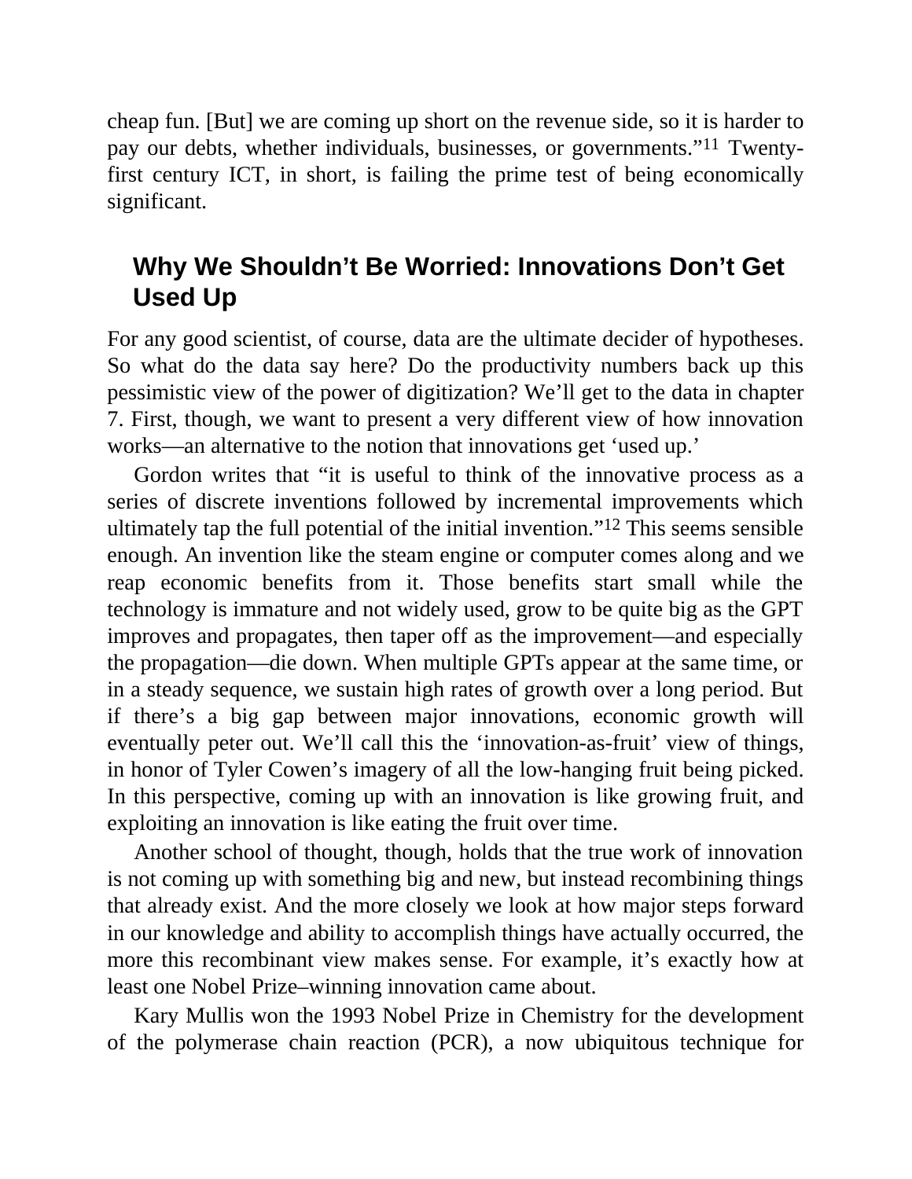cheap fun. [But] we are coming up short on the revenue side, so it is harder to pay our debts, whether individuals, businesses, or governments."[11] Twenty-first century ICT, in short, is failing the prime test of being economically significant.

## Why We Shouldn't Be Worried: Innovations Don't Get Used Up

For any good scientist, of course, data are the ultimate decider of hypotheses. So what do the data say here? Do the productivity numbers back up this pessimistic view of the power of digitization? We'll get to the data in chapter 7. First, though, we want to present a very different view of how innovation works—an alternative to the notion that innovations get 'used up.'

Gordon writes that "it is useful to think of the innovative process as a series of discrete inventions followed by incremental improvements which ultimately tap the full potential of the initial invention."[12] This seems sensible enough. An invention like the steam engine or computer comes along and we reap economic benefits from it. Those benefits start small while the technology is immature and not widely used, grow to be quite big as the GPT improves and propagates, then taper off as the improvement—and especially the propagation—die down. When multiple GPTs appear at the same time, or in a steady sequence, we sustain high rates of growth over a long period. But if there's a big gap between major innovations, economic growth will eventually peter out. We'll call this the 'innovation-as-fruit' view of things, in honor of Tyler Cowen's imagery of all the low-hanging fruit being picked. In this perspective, coming up with an innovation is like growing fruit, and exploiting an innovation is like eating the fruit over time.

Another school of thought, though, holds that the true work of innovation is not coming up with something big and new, but instead recombining things that already exist. And the more closely we look at how major steps forward in our knowledge and ability to accomplish things have actually occurred, the more this recombinant view makes sense. For example, it's exactly how at least one Nobel Prize–winning innovation came about.

Kary Mullis won the 1993 Nobel Prize in Chemistry for the development of the polymerase chain reaction (PCR), a now ubiquitous technique for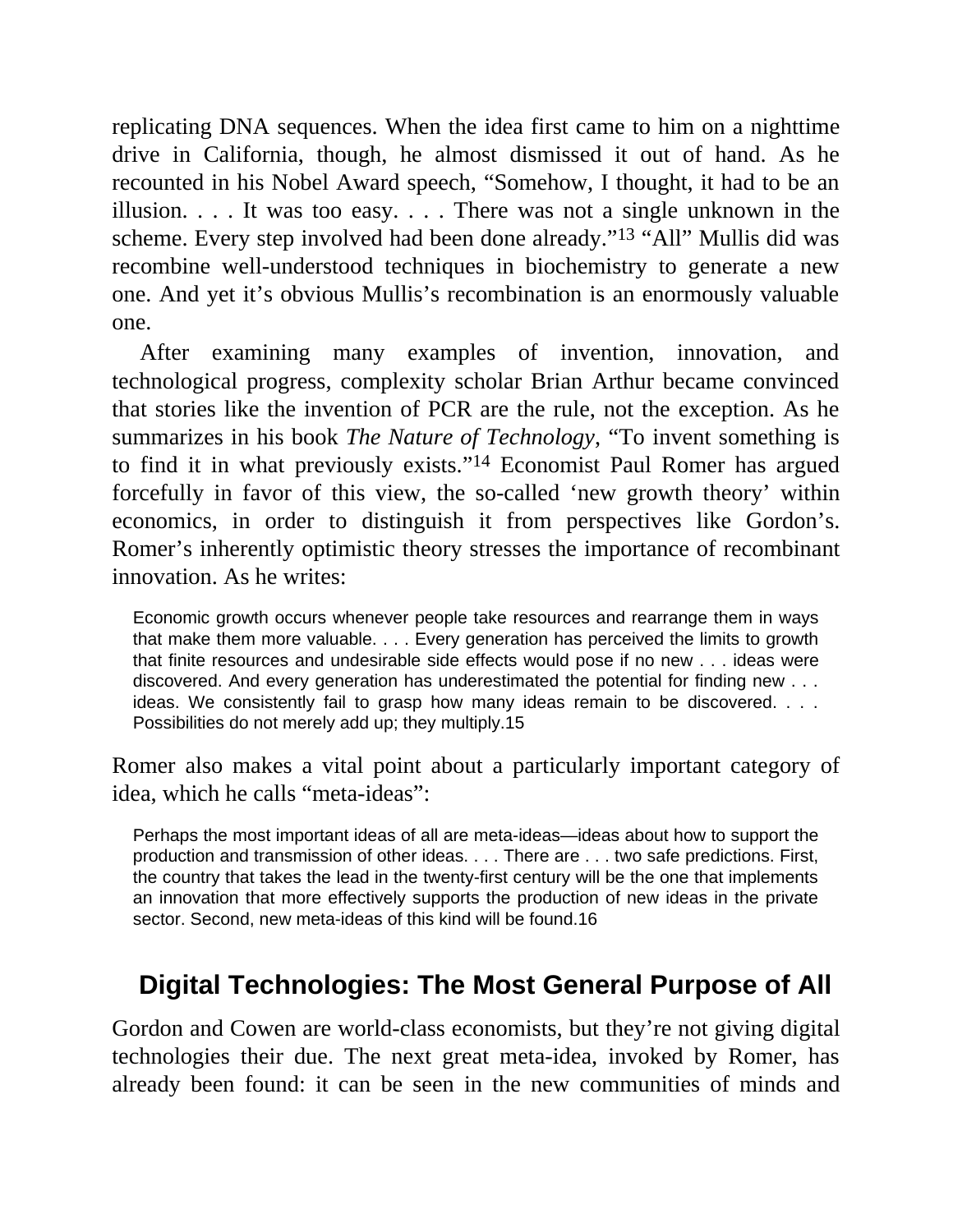replicating DNA sequences. When the idea first came to him on a nighttime drive in California, though, he almost dismissed it out of hand. As he recounted in his Nobel Award speech, “Somehow, I thought, it had to be an illusion. . . . It was too easy. . . . There was not a single unknown in the scheme. Every step involved had been done already.”[13] “All” Mullis did was recombine well-understood techniques in biochemistry to generate a new one. And yet it’s obvious Mullis’s recombination is an enormously valuable one.

After examining many examples of invention, innovation, and technological progress, complexity scholar Brian Arthur became convinced that stories like the invention of PCR are the rule, not the exception. As he summarizes in his book *The Nature of Technology*, “To invent something is to find it in what previously exists.”[14] Economist Paul Romer has argued forcefully in favor of this view, the so-called ‘new growth theory’ within economics, in order to distinguish it from perspectives like Gordon’s. Romer’s inherently optimistic theory stresses the importance of recombinant innovation. As he writes:

> Economic growth occurs whenever people take resources and rearrange them in ways that make them more valuable. . . . Every generation has perceived the limits to growth that finite resources and undesirable side effects would pose if no new . . . ideas were discovered. And every generation has underestimated the potential for finding new . . . ideas. We consistently fail to grasp how many ideas remain to be discovered. . . . Possibilities do not merely add up; they multiply.[15]

Romer also makes a vital point about a particularly important category of idea, which he calls “meta-ideas”:

> Perhaps the most important ideas of all are meta-ideas—ideas about how to support the production and transmission of other ideas. . . . There are . . . two safe predictions. First, the country that takes the lead in the twenty-first century will be the one that implements an innovation that more effectively supports the production of new ideas in the private sector. Second, new meta-ideas of this kind will be found.[16]

## Digital Technologies: The Most General Purpose of All

Gordon and Cowen are world-class economists, but they’re not giving digital technologies their due. The next great meta-idea, invoked by Romer, has already been found: it can be seen in the new communities of minds and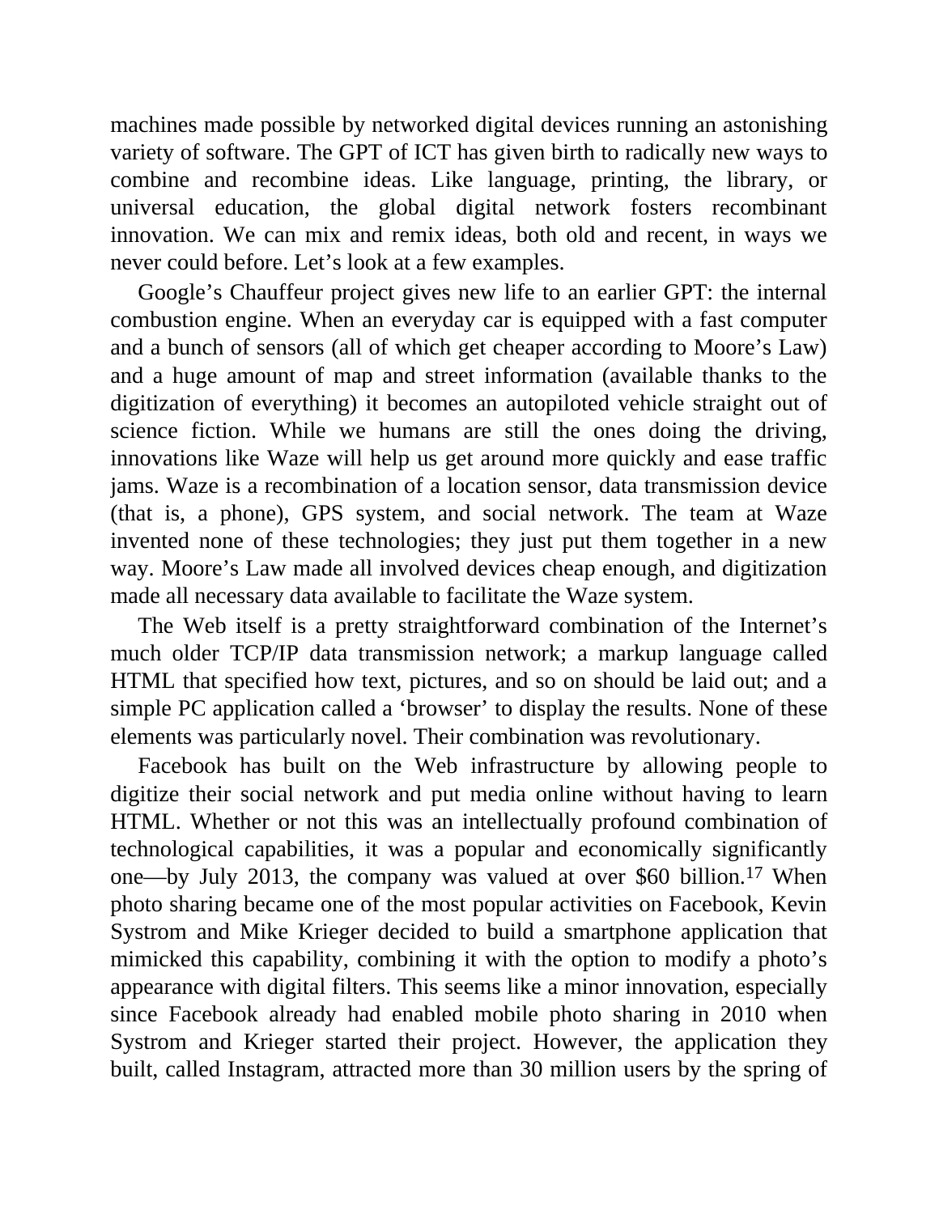machines made possible by networked digital devices running an astonishing variety of software. The GPT of ICT has given birth to radically new ways to combine and recombine ideas. Like language, printing, the library, or universal education, the global digital network fosters recombinant innovation. We can mix and remix ideas, both old and recent, in ways we never could before. Let's look at a few examples.

Google's Chauffeur project gives new life to an earlier GPT: the internal combustion engine. When an everyday car is equipped with a fast computer and a bunch of sensors (all of which get cheaper according to Moore's Law) and a huge amount of map and street information (available thanks to the digitization of everything) it becomes an autopiloted vehicle straight out of science fiction. While we humans are still the ones doing the driving, innovations like Waze will help us get around more quickly and ease traffic jams. Waze is a recombination of a location sensor, data transmission device (that is, a phone), GPS system, and social network. The team at Waze invented none of these technologies; they just put them together in a new way. Moore's Law made all involved devices cheap enough, and digitization made all necessary data available to facilitate the Waze system.

The Web itself is a pretty straightforward combination of the Internet's much older TCP/IP data transmission network; a markup language called HTML that specified how text, pictures, and so on should be laid out; and a simple PC application called a 'browser' to display the results. None of these elements was particularly novel. Their combination was revolutionary.

Facebook has built on the Web infrastructure by allowing people to digitize their social network and put media online without having to learn HTML. Whether or not this was an intellectually profound combination of technological capabilities, it was a popular and economically significantly one—by July 2013, the company was valued at over $60 billion.[17] When photo sharing became one of the most popular activities on Facebook, Kevin Systrom and Mike Krieger decided to build a smartphone application that mimicked this capability, combining it with the option to modify a photo's appearance with digital filters. This seems like a minor innovation, especially since Facebook already had enabled mobile photo sharing in 2010 when Systrom and Krieger started their project. However, the application they built, called Instagram, attracted more than 30 million users by the spring of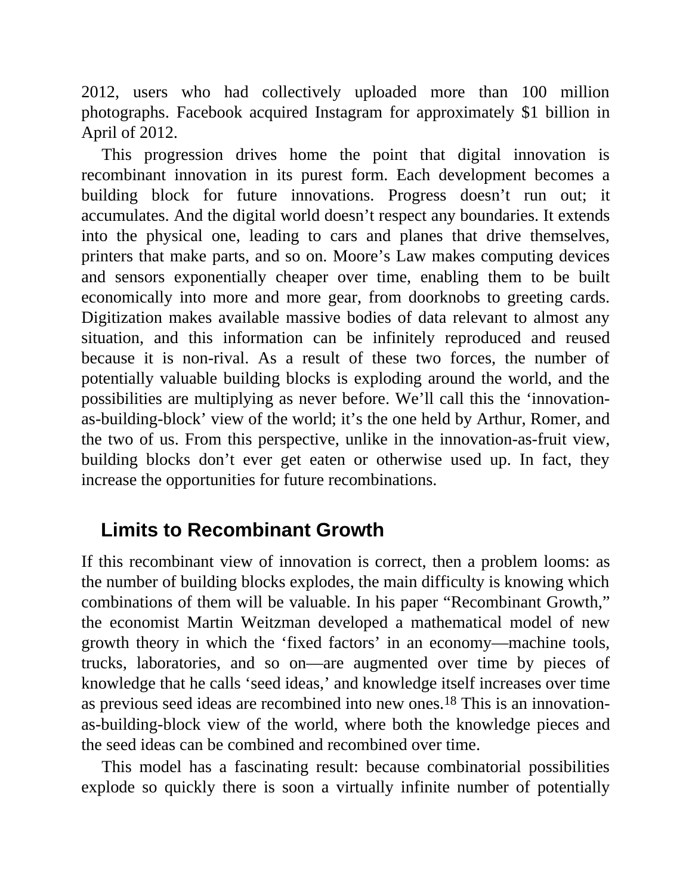2012, users who had collectively uploaded more than 100 million photographs. Facebook acquired Instagram for approximately $1 billion in April of 2012.

This progression drives home the point that digital innovation is recombinant innovation in its purest form. Each development becomes a building block for future innovations. Progress doesn't run out; it accumulates. And the digital world doesn't respect any boundaries. It extends into the physical one, leading to cars and planes that drive themselves, printers that make parts, and so on. Moore's Law makes computing devices and sensors exponentially cheaper over time, enabling them to be built economically into more and more gear, from doorknobs to greeting cards. Digitization makes available massive bodies of data relevant to almost any situation, and this information can be infinitely reproduced and reused because it is non-rival. As a result of these two forces, the number of potentially valuable building blocks is exploding around the world, and the possibilities are multiplying as never before. We'll call this the 'innovation-as-building-block' view of the world; it's the one held by Arthur, Romer, and the two of us. From this perspective, unlike in the innovation-as-fruit view, building blocks don't ever get eaten or otherwise used up. In fact, they increase the opportunities for future recombinations.

## Limits to Recombinant Growth

If this recombinant view of innovation is correct, then a problem looms: as the number of building blocks explodes, the main difficulty is knowing which combinations of them will be valuable. In his paper "Recombinant Growth," the economist Martin Weitzman developed a mathematical model of new growth theory in which the 'fixed factors' in an economy—machine tools, trucks, laboratories, and so on—are augmented over time by pieces of knowledge that he calls 'seed ideas,' and knowledge itself increases over time as previous seed ideas are recombined into new ones.[18] This is an innovation-as-building-block view of the world, where both the knowledge pieces and the seed ideas can be combined and recombined over time.

This model has a fascinating result: because combinatorial possibilities explode so quickly there is soon a virtually infinite number of potentially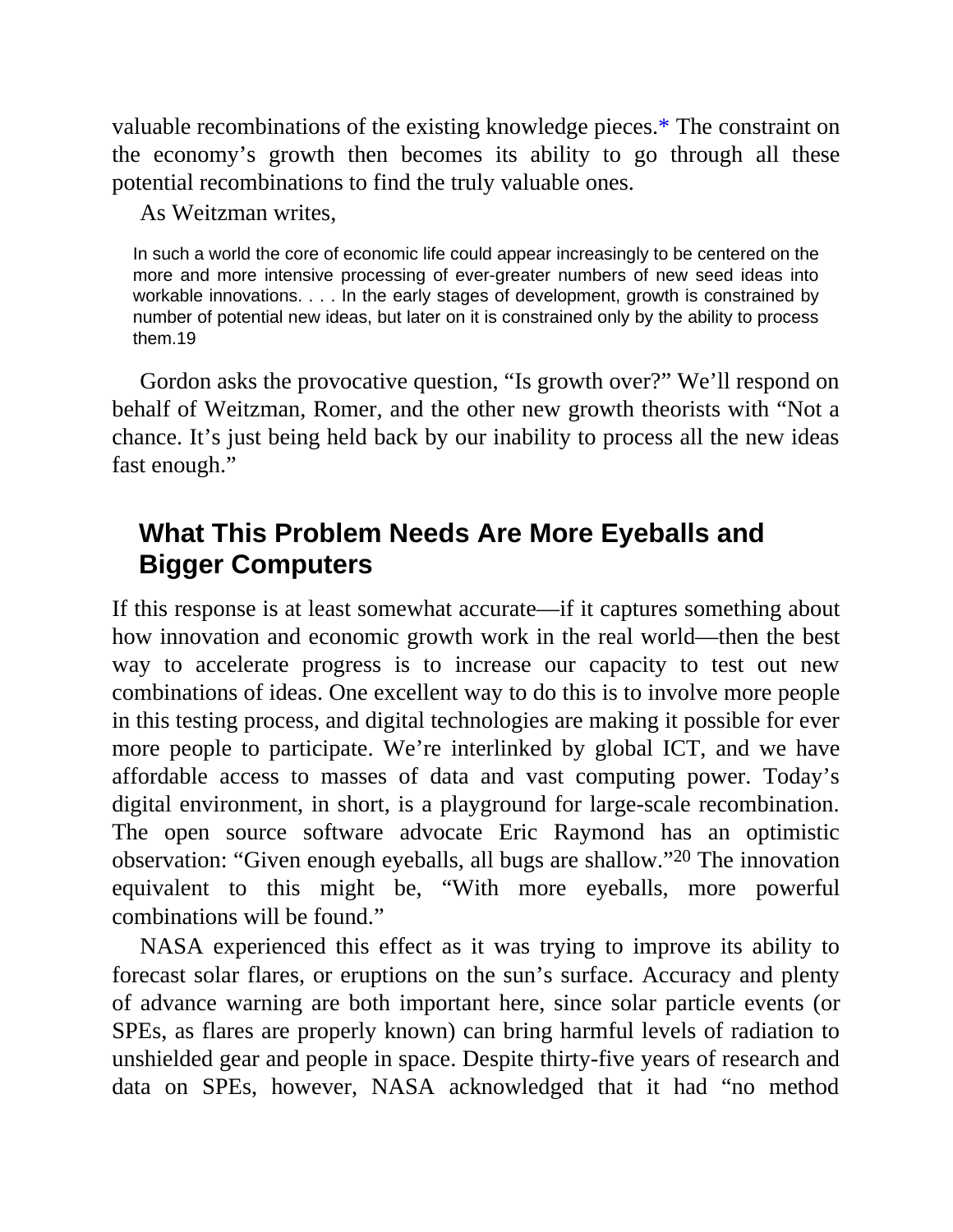valuable recombinations of the existing knowledge pieces.* The constraint on the economy's growth then becomes its ability to go through all these potential recombinations to find the truly valuable ones.

As Weitzman writes,

> In such a world the core of economic life could appear increasingly to be centered on the more and more intensive processing of ever-greater numbers of new seed ideas into workable innovations. . . . In the early stages of development, growth is constrained by number of potential new ideas, but later on it is constrained only by the ability to process them.[19]

Gordon asks the provocative question, "Is growth over?" We'll respond on behalf of Weitzman, Romer, and the other new growth theorists with "Not a chance. It's just being held back by our inability to process all the new ideas fast enough."

## What This Problem Needs Are More Eyeballs and Bigger Computers

If this response is at least somewhat accurate—if it captures something about how innovation and economic growth work in the real world—then the best way to accelerate progress is to increase our capacity to test out new combinations of ideas. One excellent way to do this is to involve more people in this testing process, and digital technologies are making it possible for ever more people to participate. We're interlinked by global ICT, and we have affordable access to masses of data and vast computing power. Today's digital environment, in short, is a playground for large-scale recombination. The open source software advocate Eric Raymond has an optimistic observation: "Given enough eyeballs, all bugs are shallow."[20] The innovation equivalent to this might be, "With more eyeballs, more powerful combinations will be found."

NASA experienced this effect as it was trying to improve its ability to forecast solar flares, or eruptions on the sun's surface. Accuracy and plenty of advance warning are both important here, since solar particle events (or SPEs, as flares are properly known) can bring harmful levels of radiation to unshielded gear and people in space. Despite thirty-five years of research and data on SPEs, however, NASA acknowledged that it had "no method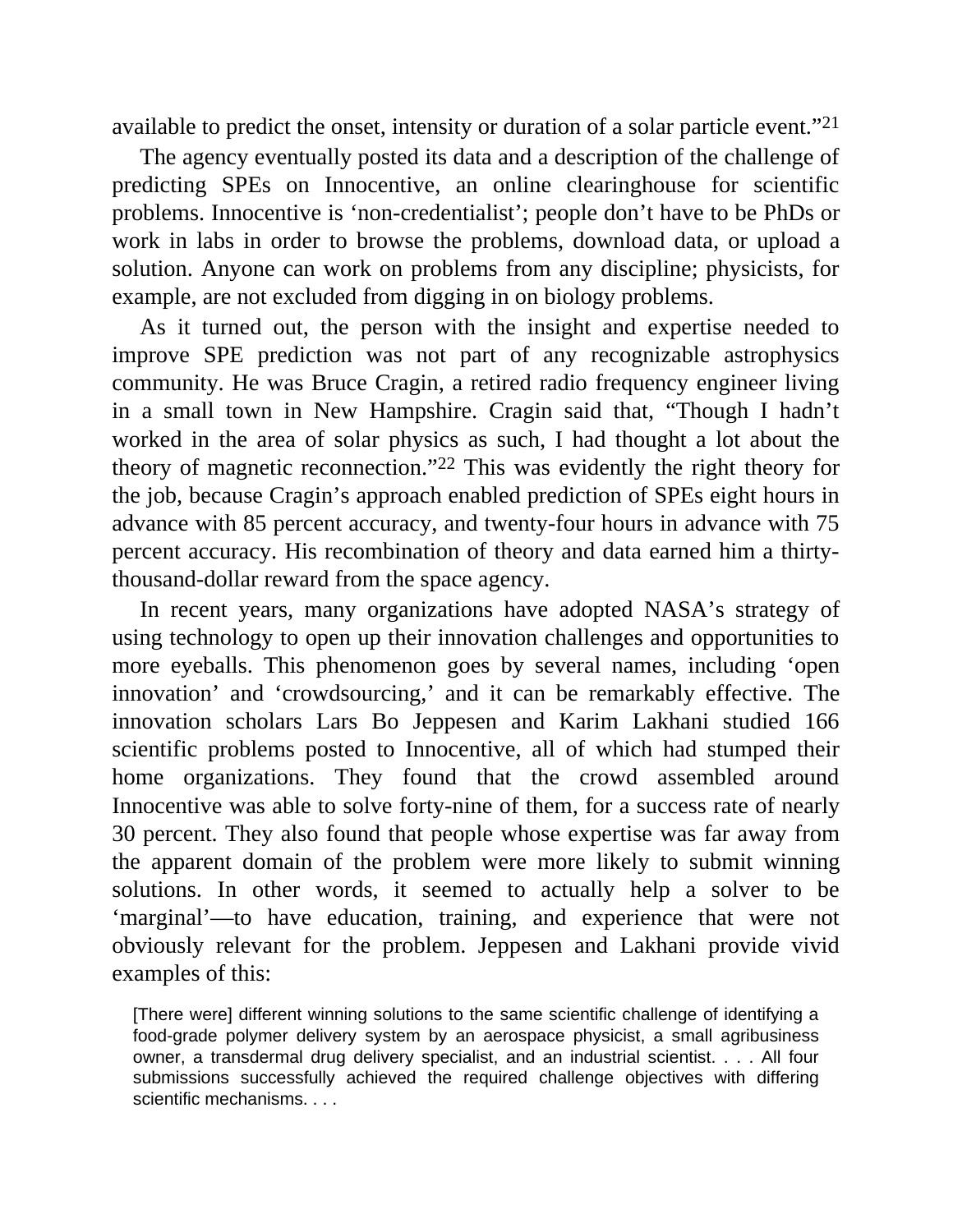available to predict the onset, intensity or duration of a solar particle event.”[21]

The agency eventually posted its data and a description of the challenge of predicting SPEs on Innocentive, an online clearinghouse for scientific problems. Innocentive is ‘non-credentialist’; people don’t have to be PhDs or work in labs in order to browse the problems, download data, or upload a solution. Anyone can work on problems from any discipline; physicists, for example, are not excluded from digging in on biology problems.

As it turned out, the person with the insight and expertise needed to improve SPE prediction was not part of any recognizable astrophysics community. He was Bruce Cragin, a retired radio frequency engineer living in a small town in New Hampshire. Cragin said that, “Though I hadn’t worked in the area of solar physics as such, I had thought a lot about the theory of magnetic reconnection.”[22] This was evidently the right theory for the job, because Cragin’s approach enabled prediction of SPEs eight hours in advance with 85 percent accuracy, and twenty-four hours in advance with 75 percent accuracy. His recombination of theory and data earned him a thirty-thousand-dollar reward from the space agency.

In recent years, many organizations have adopted NASA’s strategy of using technology to open up their innovation challenges and opportunities to more eyeballs. This phenomenon goes by several names, including ‘open innovation’ and ‘crowdsourcing,’ and it can be remarkably effective. The innovation scholars Lars Bo Jeppesen and Karim Lakhani studied 166 scientific problems posted to Innocentive, all of which had stumped their home organizations. They found that the crowd assembled around Innocentive was able to solve forty-nine of them, for a success rate of nearly 30 percent. They also found that people whose expertise was far away from the apparent domain of the problem were more likely to submit winning solutions. In other words, it seemed to actually help a solver to be ‘marginal’—to have education, training, and experience that were not obviously relevant for the problem. Jeppesen and Lakhani provide vivid examples of this:

> [There were] different winning solutions to the same scientific challenge of identifying a food-grade polymer delivery system by an aerospace physicist, a small agribusiness owner, a transdermal drug delivery specialist, and an industrial scientist. . . . All four submissions successfully achieved the required challenge objectives with differing scientific mechanisms. . . .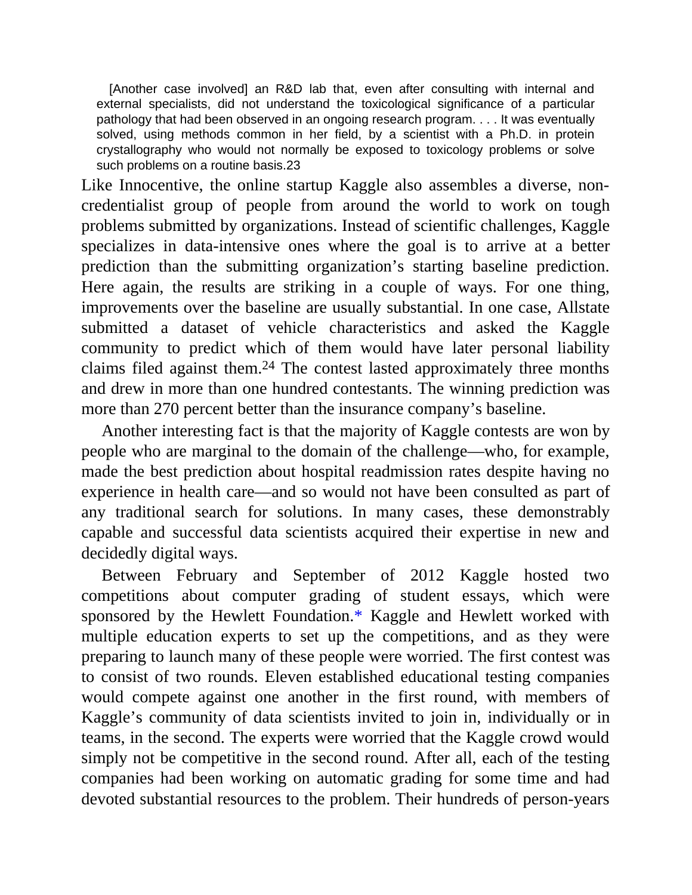> [Another case involved] an R&D lab that, even after consulting with internal and external specialists, did not understand the toxicological significance of a particular pathology that had been observed in an ongoing research program. . . . It was eventually solved, using methods common in her field, by a scientist with a Ph.D. in protein crystallography who would not normally be exposed to toxicology problems or solve such problems on a routine basis.[23]

Like Innocentive, the online startup Kaggle also assembles a diverse, non-credentialist group of people from around the world to work on tough problems submitted by organizations. Instead of scientific challenges, Kaggle specializes in data-intensive ones where the goal is to arrive at a better prediction than the submitting organization's starting baseline prediction. Here again, the results are striking in a couple of ways. For one thing, improvements over the baseline are usually substantial. In one case, Allstate submitted a dataset of vehicle characteristics and asked the Kaggle community to predict which of them would have later personal liability claims filed against them.[24] The contest lasted approximately three months and drew in more than one hundred contestants. The winning prediction was more than 270 percent better than the insurance company's baseline.

Another interesting fact is that the majority of Kaggle contests are won by people who are marginal to the domain of the challenge—who, for example, made the best prediction about hospital readmission rates despite having no experience in health care—and so would not have been consulted as part of any traditional search for solutions. In many cases, these demonstrably capable and successful data scientists acquired their expertise in new and decidedly digital ways.

Between February and September of 2012 Kaggle hosted two competitions about computer grading of student essays, which were sponsored by the Hewlett Foundation.* Kaggle and Hewlett worked with multiple education experts to set up the competitions, and as they were preparing to launch many of these people were worried. The first contest was to consist of two rounds. Eleven established educational testing companies would compete against one another in the first round, with members of Kaggle's community of data scientists invited to join in, individually or in teams, in the second. The experts were worried that the Kaggle crowd would simply not be competitive in the second round. After all, each of the testing companies had been working on automatic grading for some time and had devoted substantial resources to the problem. Their hundreds of person-years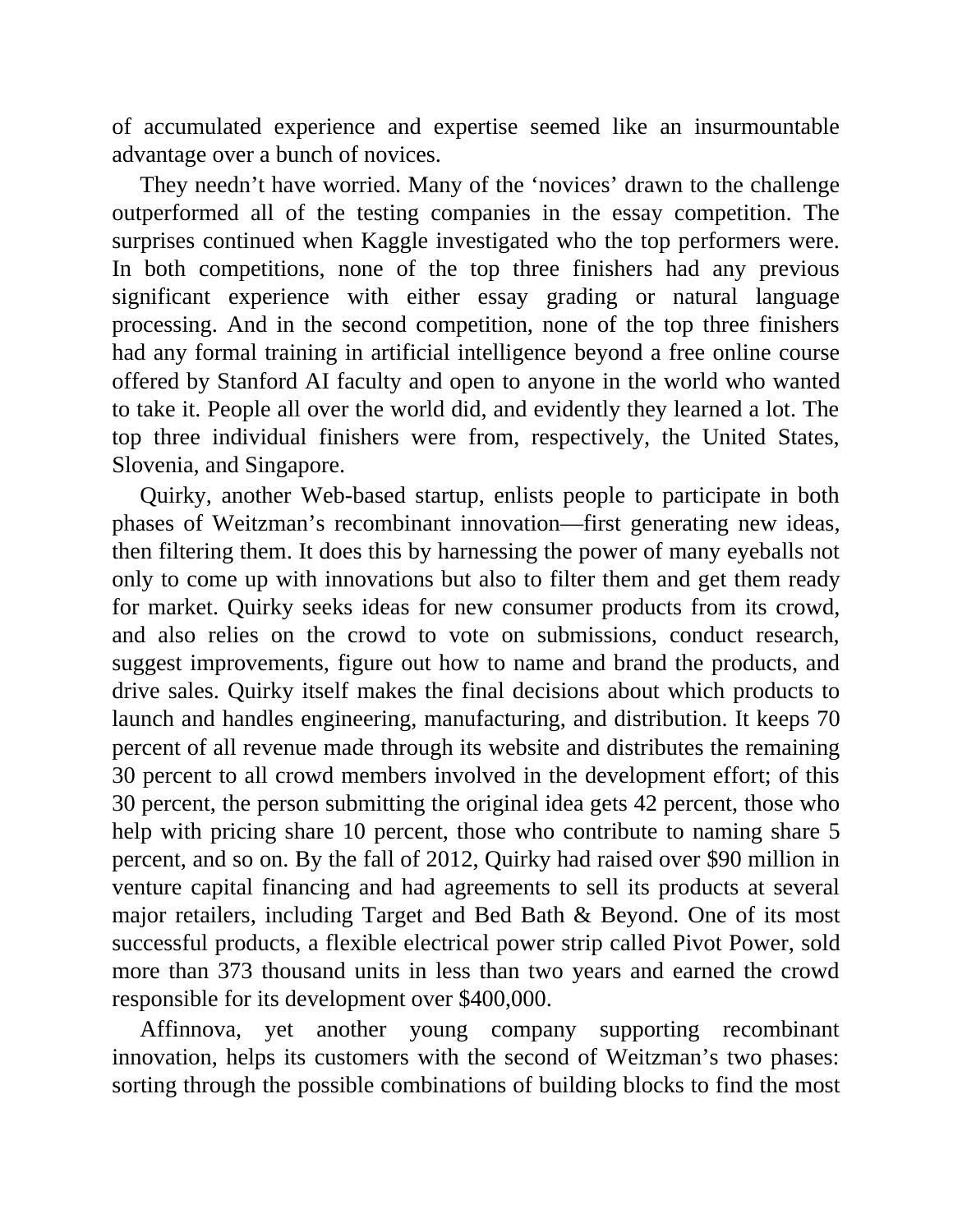of accumulated experience and expertise seemed like an insurmountable advantage over a bunch of novices.

They needn't have worried. Many of the 'novices' drawn to the challenge outperformed all of the testing companies in the essay competition. The surprises continued when Kaggle investigated who the top performers were. In both competitions, none of the top three finishers had any previous significant experience with either essay grading or natural language processing. And in the second competition, none of the top three finishers had any formal training in artificial intelligence beyond a free online course offered by Stanford AI faculty and open to anyone in the world who wanted to take it. People all over the world did, and evidently they learned a lot. The top three individual finishers were from, respectively, the United States, Slovenia, and Singapore.

Quirky, another Web-based startup, enlists people to participate in both phases of Weitzman's recombinant innovation—first generating new ideas, then filtering them. It does this by harnessing the power of many eyeballs not only to come up with innovations but also to filter them and get them ready for market. Quirky seeks ideas for new consumer products from its crowd, and also relies on the crowd to vote on submissions, conduct research, suggest improvements, figure out how to name and brand the products, and drive sales. Quirky itself makes the final decisions about which products to launch and handles engineering, manufacturing, and distribution. It keeps 70 percent of all revenue made through its website and distributes the remaining 30 percent to all crowd members involved in the development effort; of this 30 percent, the person submitting the original idea gets 42 percent, those who help with pricing share 10 percent, those who contribute to naming share 5 percent, and so on. By the fall of 2012, Quirky had raised over $90 million in venture capital financing and had agreements to sell its products at several major retailers, including Target and Bed Bath & Beyond. One of its most successful products, a flexible electrical power strip called Pivot Power, sold more than 373 thousand units in less than two years and earned the crowd responsible for its development over $400,000.

Affinnova, yet another young company supporting recombinant innovation, helps its customers with the second of Weitzman's two phases: sorting through the possible combinations of building blocks to find the most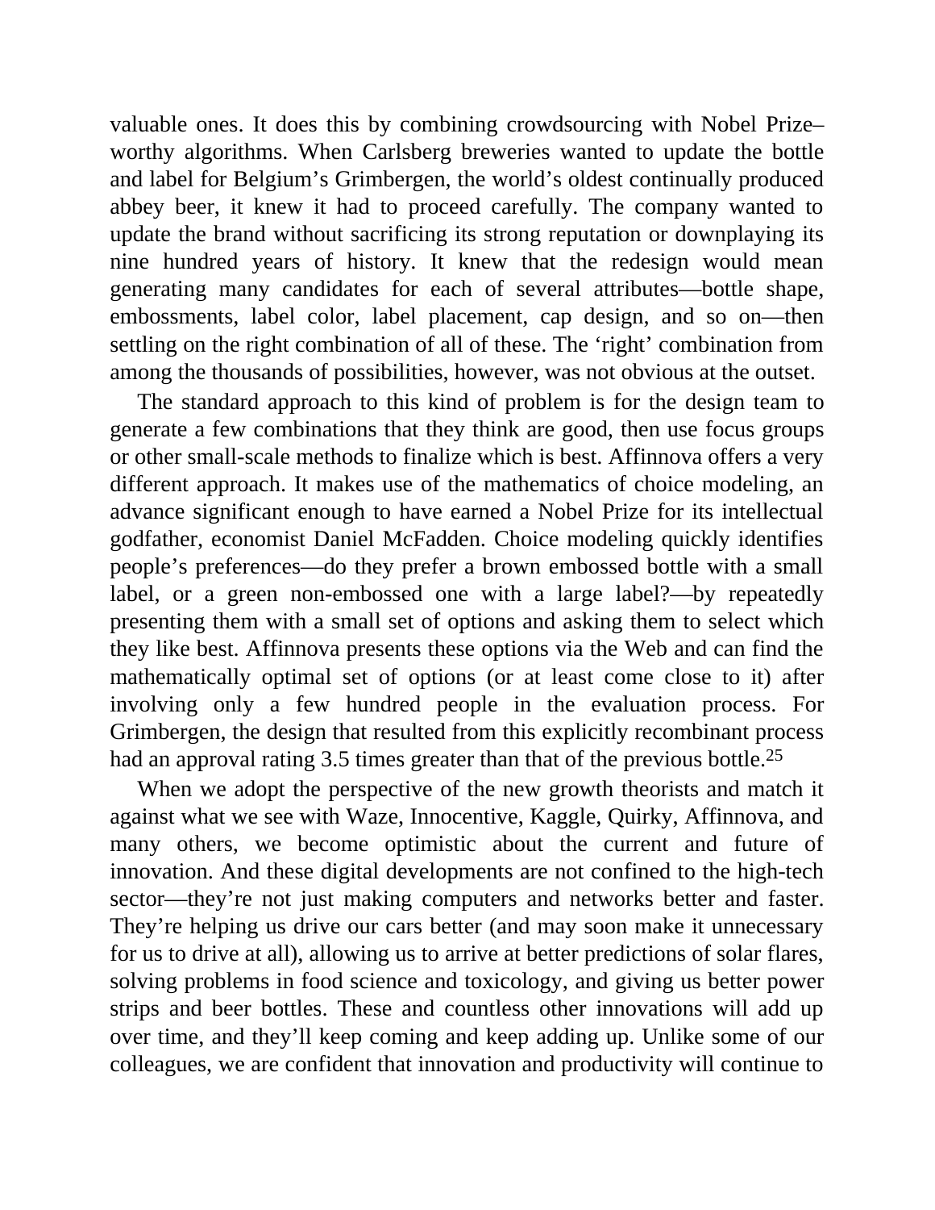valuable ones. It does this by combining crowdsourcing with Nobel Prize–worthy algorithms. When Carlsberg breweries wanted to update the bottle and label for Belgium's Grimbergen, the world's oldest continually produced abbey beer, it knew it had to proceed carefully. The company wanted to update the brand without sacrificing its strong reputation or downplaying its nine hundred years of history. It knew that the redesign would mean generating many candidates for each of several attributes—bottle shape, embossments, label color, label placement, cap design, and so on—then settling on the right combination of all of these. The 'right' combination from among the thousands of possibilities, however, was not obvious at the outset.

The standard approach to this kind of problem is for the design team to generate a few combinations that they think are good, then use focus groups or other small-scale methods to finalize which is best. Affinnova offers a very different approach. It makes use of the mathematics of choice modeling, an advance significant enough to have earned a Nobel Prize for its intellectual godfather, economist Daniel McFadden. Choice modeling quickly identifies people's preferences—do they prefer a brown embossed bottle with a small label, or a green non-embossed one with a large label?—by repeatedly presenting them with a small set of options and asking them to select which they like best. Affinnova presents these options via the Web and can find the mathematically optimal set of options (or at least come close to it) after involving only a few hundred people in the evaluation process. For Grimbergen, the design that resulted from this explicitly recombinant process had an approval rating 3.5 times greater than that of the previous bottle.[25]

When we adopt the perspective of the new growth theorists and match it against what we see with Waze, Innocentive, Kaggle, Quirky, Affinnova, and many others, we become optimistic about the current and future of innovation. And these digital developments are not confined to the high-tech sector—they're not just making computers and networks better and faster. They're helping us drive our cars better (and may soon make it unnecessary for us to drive at all), allowing us to arrive at better predictions of solar flares, solving problems in food science and toxicology, and giving us better power strips and beer bottles. These and countless other innovations will add up over time, and they'll keep coming and keep adding up. Unlike some of our colleagues, we are confident that innovation and productivity will continue to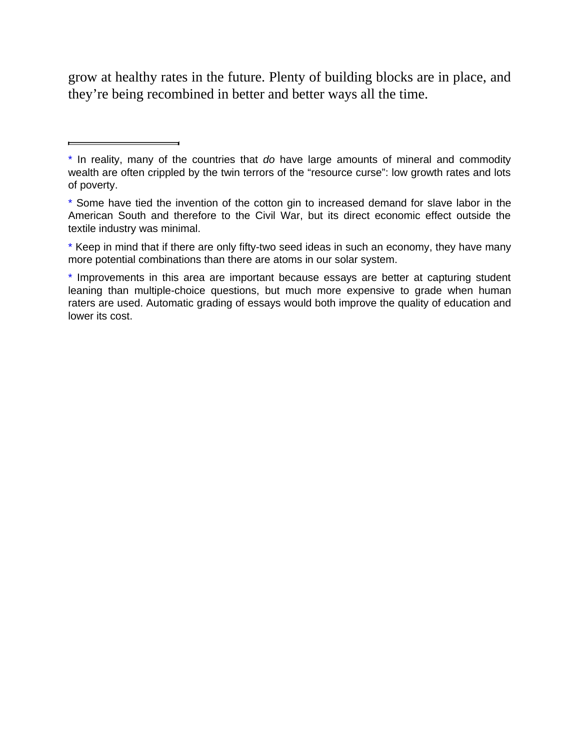grow at healthy rates in the future. Plenty of building blocks are in place, and they’re being recombined in better and better ways all the time.

---

* In reality, many of the countries that *do* have large amounts of mineral and commodity wealth are often crippled by the twin terrors of the “resource curse”: low growth rates and lots of poverty.

* Some have tied the invention of the cotton gin to increased demand for slave labor in the American South and therefore to the Civil War, but its direct economic effect outside the textile industry was minimal.

* Keep in mind that if there are only fifty-two seed ideas in such an economy, they have many more potential combinations than there are atoms in our solar system.

* Improvements in this area are important because essays are better at capturing student leaning than multiple-choice questions, but much more expensive to grade when human raters are used. Automatic grading of essays would both improve the quality of education and lower its cost.